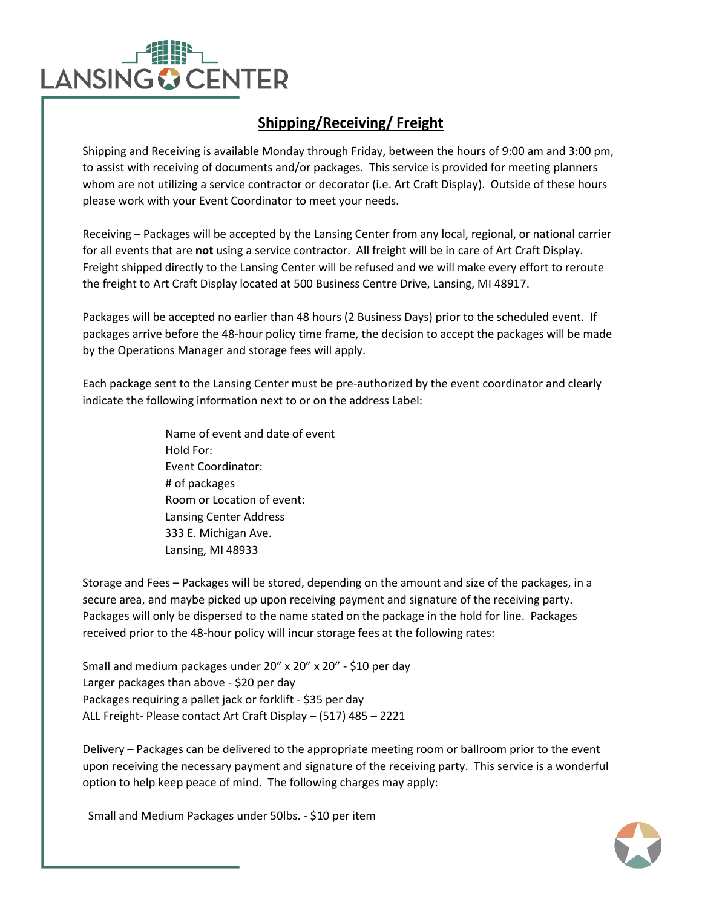## Shipping/Receiving/ Freight

Shipping and Receiving is available Monday through Friday, between the hours of 9:00 am and 3:00 pm, to assist with receiving of documents and/or packages. This service is provided for meeting planners whom are not utilizing a service contractor or decorator (i.e. Art Craft Display). Outside of these hours please work with your Event Coordinator to meet your needs.

Receiving – Packages will be accepted by the Lansing Center from any local, regional, or national carrier for all events that are **not** using a service contractor. All freight will be in care of Art Craft Display. Freight shipped directly to the Lansing Center will be refused and we will make every effort to reroute the freight to Art Craft Display located at 500 Business Centre Drive, Lansing, MI 48917.

Packages will be accepted no earlier than 48 hours (2 Business Days) prior to the scheduled event. If packages arrive before the 48-hour policy time frame, the decision to accept the packages will be made by the Operations Manager and storage fees will apply.

Each package sent to the Lansing Center must be pre-authorized by the event coordinator and clearly indicate the following information next to or on the address Label:

Name of event and date of event
Hold For:
Event Coordinator:
# of packages
Room or Location of event:
Lansing Center Address
333 E. Michigan Ave.
Lansing, MI 48933

Storage and Fees – Packages will be stored, depending on the amount and size of the packages, in a secure area, and maybe picked up upon receiving payment and signature of the receiving party. Packages will only be dispersed to the name stated on the package in the hold for line. Packages received prior to the 48-hour policy will incur storage fees at the following rates:

Small and medium packages under 20" x 20" x 20" - $10 per day
Larger packages than above - $20 per day
Packages requiring a pallet jack or forklift - $35 per day
ALL Freight- Please contact Art Craft Display – (517) 485 – 2221

Delivery – Packages can be delivered to the appropriate meeting room or ballroom prior to the event upon receiving the necessary payment and signature of the receiving party. This service is a wonderful option to help keep peace of mind. The following charges may apply:

Small and Medium Packages under 50lbs. - $10 per item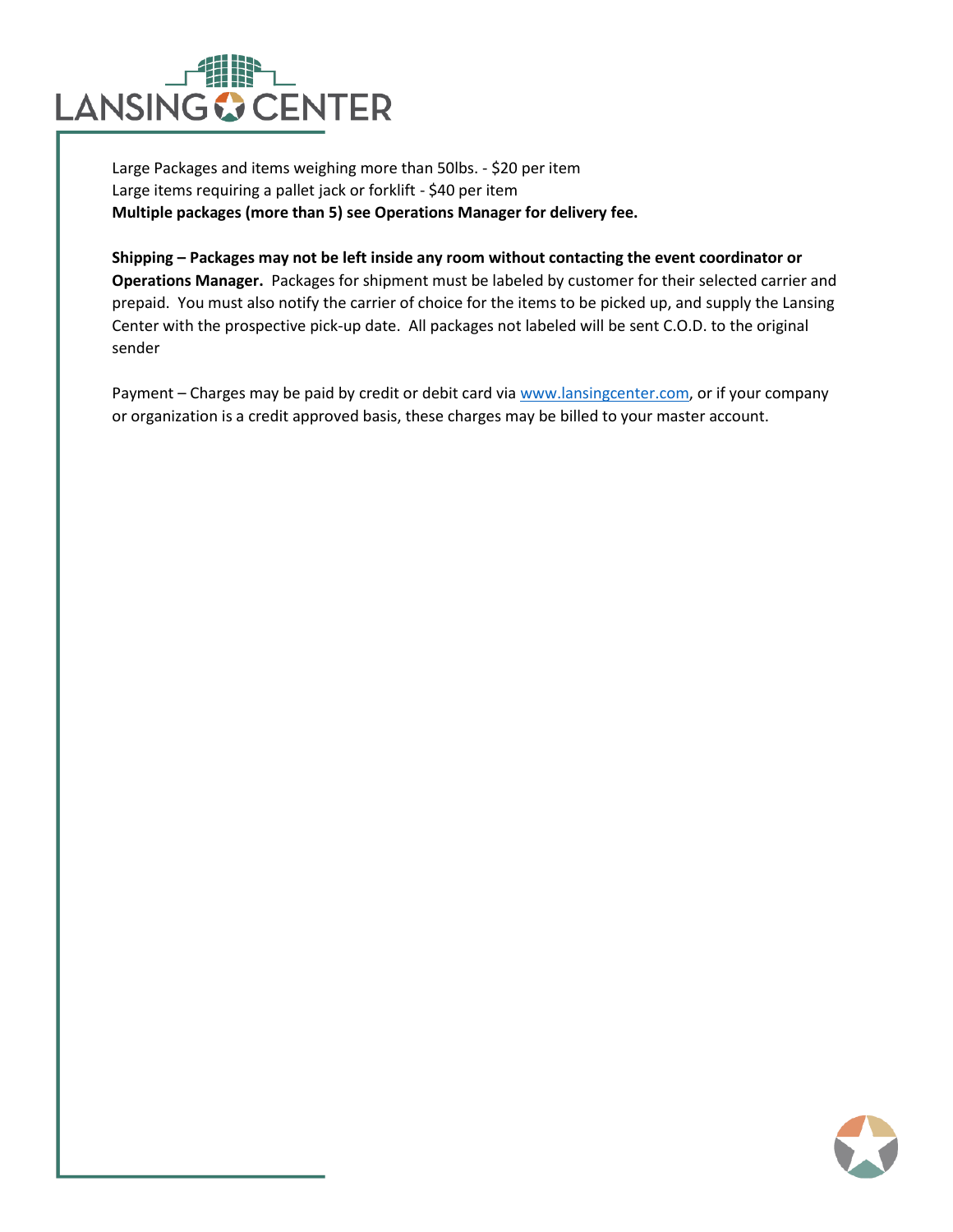Large Packages and items weighing more than 50lbs. - $20 per item
Large items requiring a pallet jack or forklift - $40 per item
**Multiple packages (more than 5) see Operations Manager for delivery fee.**

**Shipping – Packages may not be left inside any room without contacting the event coordinator or Operations Manager.** Packages for shipment must be labeled by customer for their selected carrier and prepaid. You must also notify the carrier of choice for the items to be picked up, and supply the Lansing Center with the prospective pick-up date. All packages not labeled will be sent C.O.D. to the original sender

Payment – Charges may be paid by credit or debit card via www.lansingcenter.com, or if your company or organization is a credit approved basis, these charges may be billed to your master account.